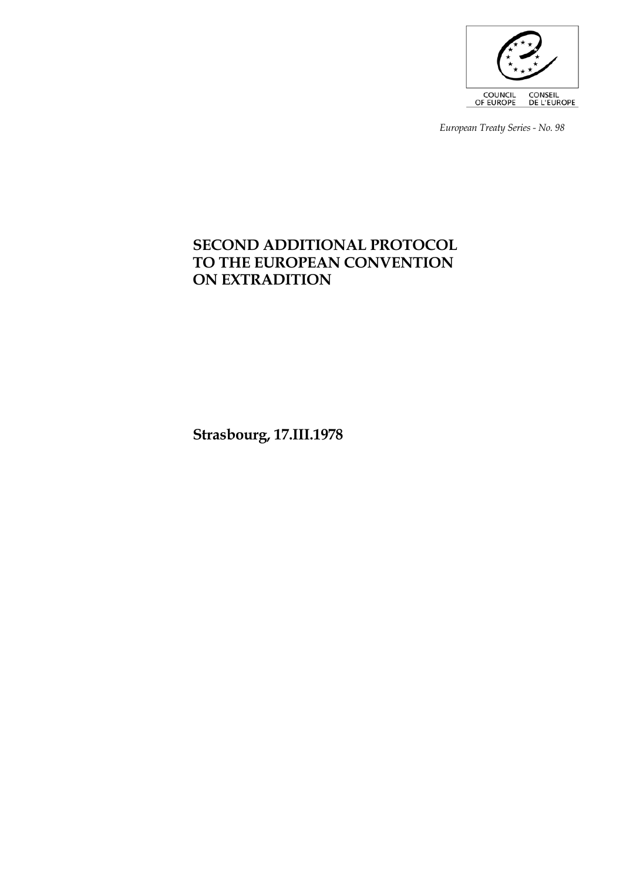COUNCIL OF EUROPE — CONSEIL DE L'EUROPE

*European Treaty Series - No. 98*

# SECOND ADDITIONAL PROTOCOL TO THE EUROPEAN CONVENTION ON EXTRADITION

**Strasbourg, 17.III.1978**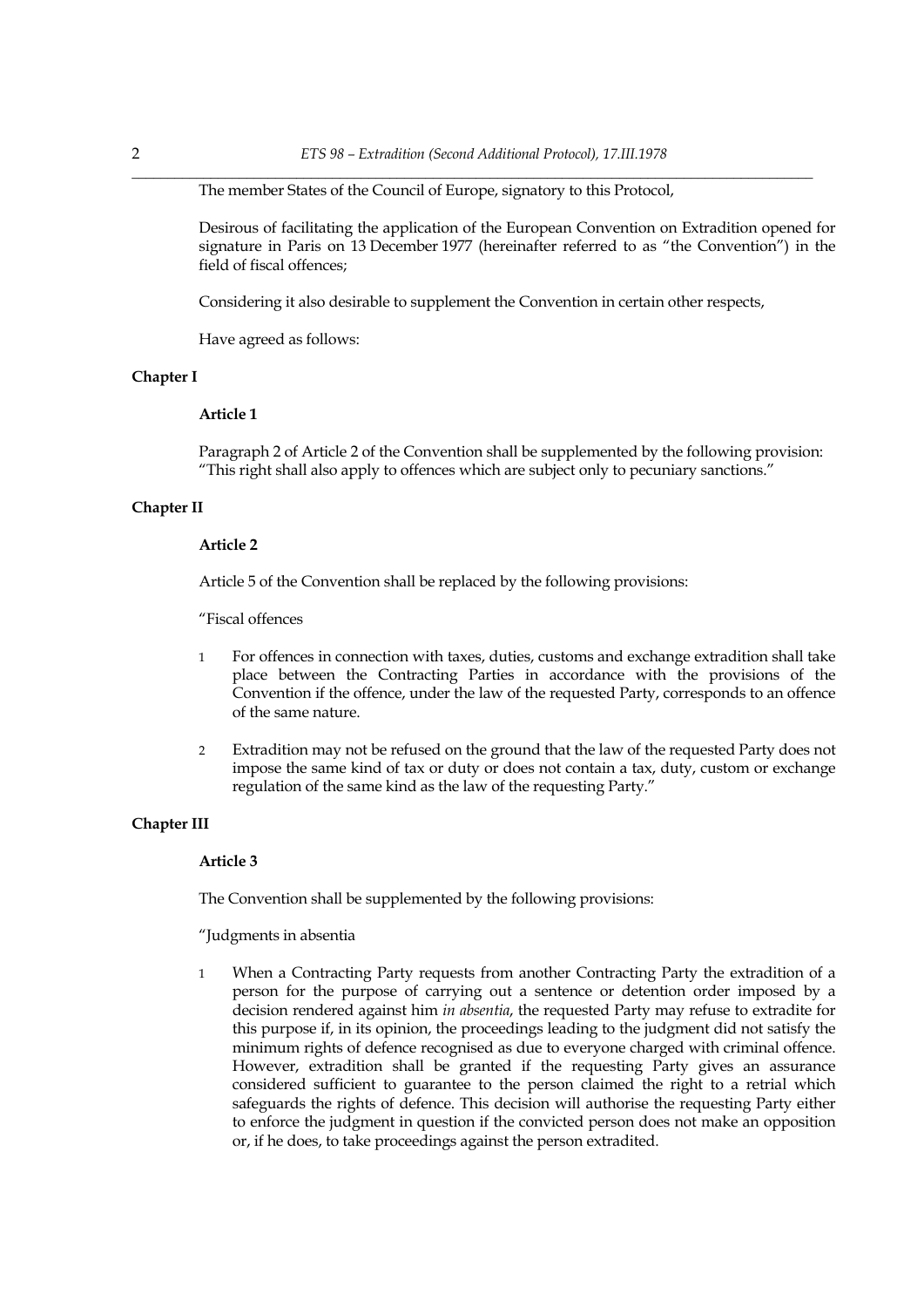The member States of the Council of Europe, signatory to this Protocol,

Desirous of facilitating the application of the European Convention on Extradition opened for signature in Paris on 13 December 1977 (hereinafter referred to as "the Convention") in the field of fiscal offences;

Considering it also desirable to supplement the Convention in certain other respects,

Have agreed as follows:

## Chapter I

### Article 1

Paragraph 2 of Article 2 of the Convention shall be supplemented by the following provision: "This right shall also apply to offences which are subject only to pecuniary sanctions."

## Chapter II

### Article 2

Article 5 of the Convention shall be replaced by the following provisions:

"Fiscal offences

1 For offences in connection with taxes, duties, customs and exchange extradition shall take place between the Contracting Parties in accordance with the provisions of the Convention if the offence, under the law of the requested Party, corresponds to an offence of the same nature.

2 Extradition may not be refused on the ground that the law of the requested Party does not impose the same kind of tax or duty or does not contain a tax, duty, custom or exchange regulation of the same kind as the law of the requesting Party."

## Chapter III

### Article 3

The Convention shall be supplemented by the following provisions:

"Judgments in absentia

1 When a Contracting Party requests from another Contracting Party the extradition of a person for the purpose of carrying out a sentence or detention order imposed by a decision rendered against him *in absentia*, the requested Party may refuse to extradite for this purpose if, in its opinion, the proceedings leading to the judgment did not satisfy the minimum rights of defence recognised as due to everyone charged with criminal offence. However, extradition shall be granted if the requesting Party gives an assurance considered sufficient to guarantee to the person claimed the right to a retrial which safeguards the rights of defence. This decision will authorise the requesting Party either to enforce the judgment in question if the convicted person does not make an opposition or, if he does, to take proceedings against the person extradited.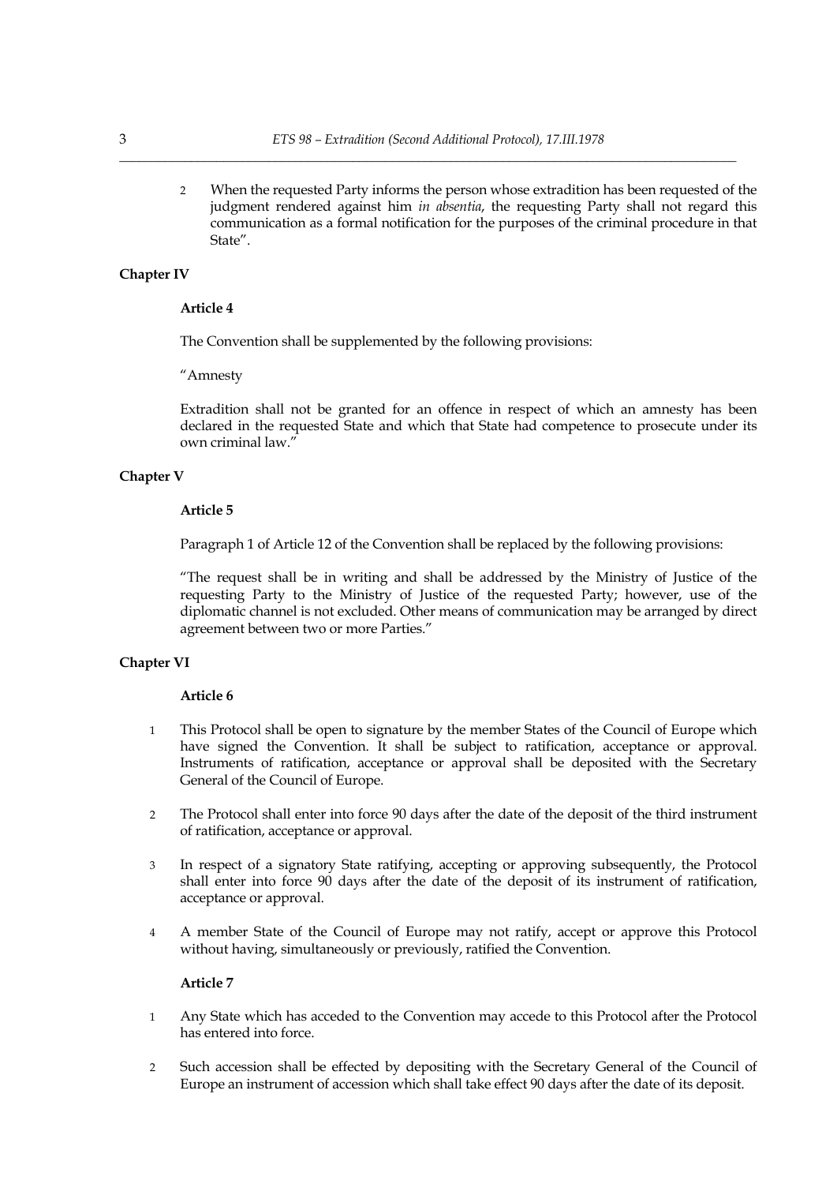2 When the requested Party informs the person whose extradition has been requested of the judgment rendered against him *in absentia*, the requesting Party shall not regard this communication as a formal notification for the purposes of the criminal procedure in that State".

**Chapter IV**

**Article 4**

The Convention shall be supplemented by the following provisions:

"Amnesty

Extradition shall not be granted for an offence in respect of which an amnesty has been declared in the requested State and which that State had competence to prosecute under its own criminal law."

**Chapter V**

**Article 5**

Paragraph 1 of Article 12 of the Convention shall be replaced by the following provisions:

"The request shall be in writing and shall be addressed by the Ministry of Justice of the requesting Party to the Ministry of Justice of the requested Party; however, use of the diplomatic channel is not excluded. Other means of communication may be arranged by direct agreement between two or more Parties."

**Chapter VI**

**Article 6**

1 This Protocol shall be open to signature by the member States of the Council of Europe which have signed the Convention. It shall be subject to ratification, acceptance or approval. Instruments of ratification, acceptance or approval shall be deposited with the Secretary General of the Council of Europe.

2 The Protocol shall enter into force 90 days after the date of the deposit of the third instrument of ratification, acceptance or approval.

3 In respect of a signatory State ratifying, accepting or approving subsequently, the Protocol shall enter into force 90 days after the date of the deposit of its instrument of ratification, acceptance or approval.

4 A member State of the Council of Europe may not ratify, accept or approve this Protocol without having, simultaneously or previously, ratified the Convention.

**Article 7**

1 Any State which has acceded to the Convention may accede to this Protocol after the Protocol has entered into force.

2 Such accession shall be effected by depositing with the Secretary General of the Council of Europe an instrument of accession which shall take effect 90 days after the date of its deposit.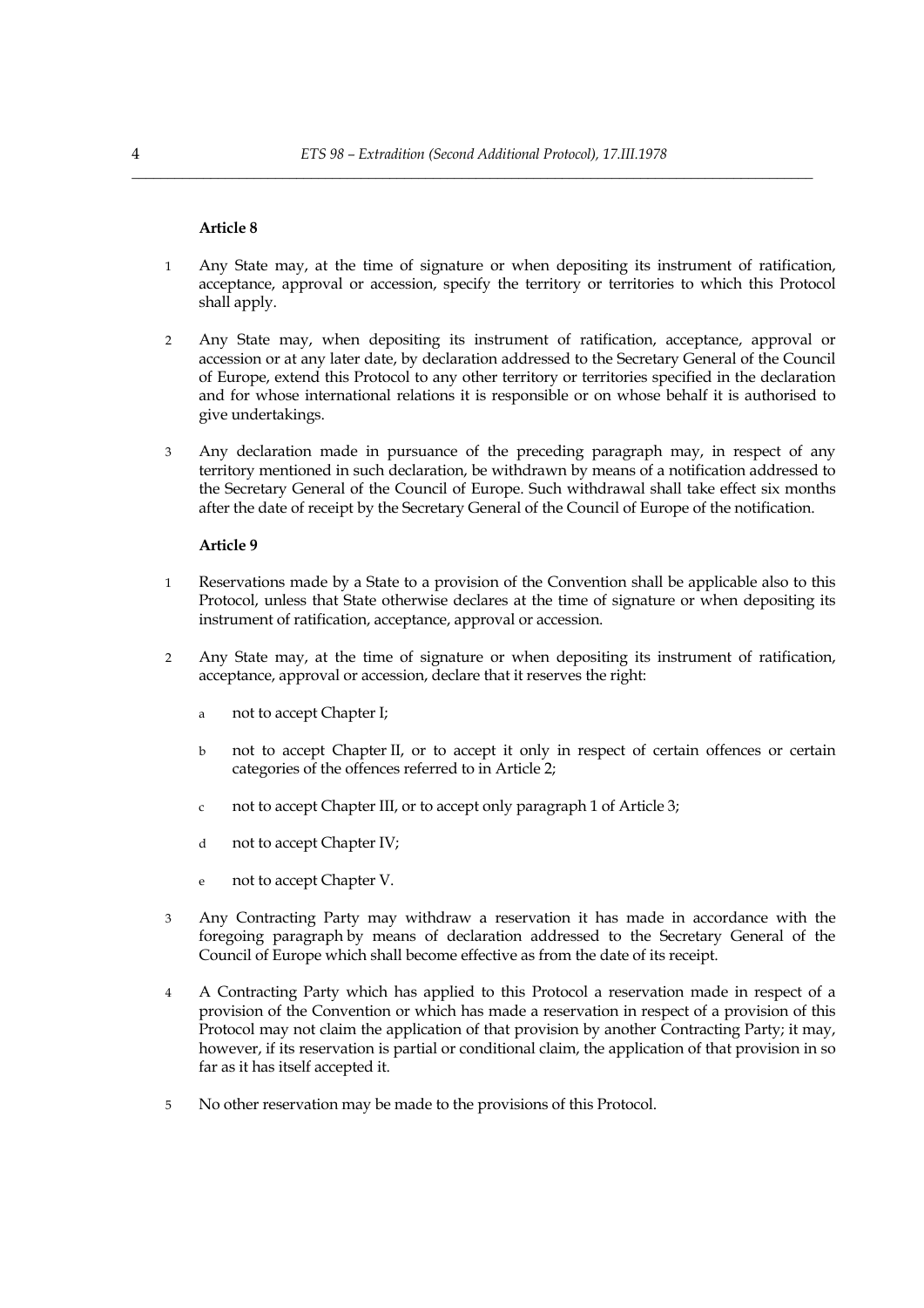**Article 8**

1 Any State may, at the time of signature or when depositing its instrument of ratification, acceptance, approval or accession, specify the territory or territories to which this Protocol shall apply.

2 Any State may, when depositing its instrument of ratification, acceptance, approval or accession or at any later date, by declaration addressed to the Secretary General of the Council of Europe, extend this Protocol to any other territory or territories specified in the declaration and for whose international relations it is responsible or on whose behalf it is authorised to give undertakings.

3 Any declaration made in pursuance of the preceding paragraph may, in respect of any territory mentioned in such declaration, be withdrawn by means of a notification addressed to the Secretary General of the Council of Europe. Such withdrawal shall take effect six months after the date of receipt by the Secretary General of the Council of Europe of the notification.

**Article 9**

1 Reservations made by a State to a provision of the Convention shall be applicable also to this Protocol, unless that State otherwise declares at the time of signature or when depositing its instrument of ratification, acceptance, approval or accession.

2 Any State may, at the time of signature or when depositing its instrument of ratification, acceptance, approval or accession, declare that it reserves the right:

   a not to accept Chapter I;

   b not to accept Chapter II, or to accept it only in respect of certain offences or certain categories of the offences referred to in Article 2;

   c not to accept Chapter III, or to accept only paragraph 1 of Article 3;

   d not to accept Chapter IV;

   e not to accept Chapter V.

3 Any Contracting Party may withdraw a reservation it has made in accordance with the foregoing paragraph by means of declaration addressed to the Secretary General of the Council of Europe which shall become effective as from the date of its receipt.

4 A Contracting Party which has applied to this Protocol a reservation made in respect of a provision of the Convention or which has made a reservation in respect of a provision of this Protocol may not claim the application of that provision by another Contracting Party; it may, however, if its reservation is partial or conditional claim, the application of that provision in so far as it has itself accepted it.

5 No other reservation may be made to the provisions of this Protocol.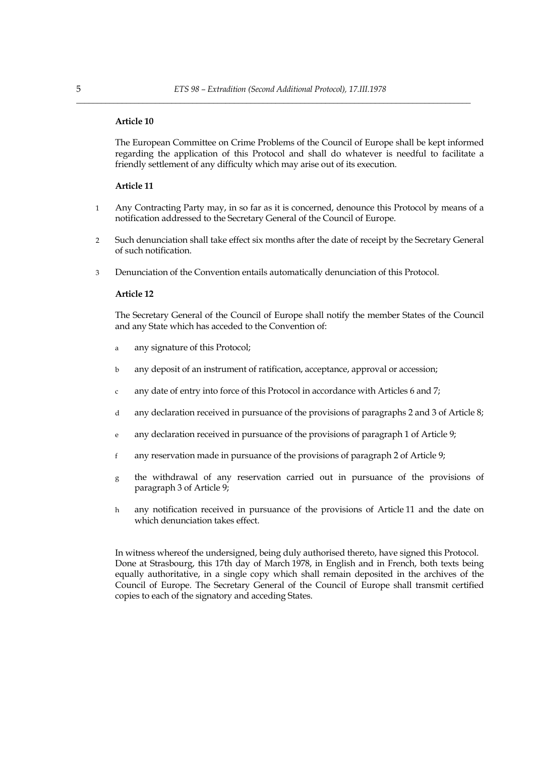**Article 10**

The European Committee on Crime Problems of the Council of Europe shall be kept informed regarding the application of this Protocol and shall do whatever is needful to facilitate a friendly settlement of any difficulty which may arise out of its execution.

**Article 11**

1 Any Contracting Party may, in so far as it is concerned, denounce this Protocol by means of a notification addressed to the Secretary General of the Council of Europe.

2 Such denunciation shall take effect six months after the date of receipt by the Secretary General of such notification.

3 Denunciation of the Convention entails automatically denunciation of this Protocol.

**Article 12**

The Secretary General of the Council of Europe shall notify the member States of the Council and any State which has acceded to the Convention of:

a any signature of this Protocol;

b any deposit of an instrument of ratification, acceptance, approval or accession;

c any date of entry into force of this Protocol in accordance with Articles 6 and 7;

d any declaration received in pursuance of the provisions of paragraphs 2 and 3 of Article 8;

e any declaration received in pursuance of the provisions of paragraph 1 of Article 9;

f any reservation made in pursuance of the provisions of paragraph 2 of Article 9;

g the withdrawal of any reservation carried out in pursuance of the provisions of paragraph 3 of Article 9;

h any notification received in pursuance of the provisions of Article 11 and the date on which denunciation takes effect.

In witness whereof the undersigned, being duly authorised thereto, have signed this Protocol.
Done at Strasbourg, this 17th day of March 1978, in English and in French, both texts being equally authoritative, in a single copy which shall remain deposited in the archives of the Council of Europe. The Secretary General of the Council of Europe shall transmit certified copies to each of the signatory and acceding States.